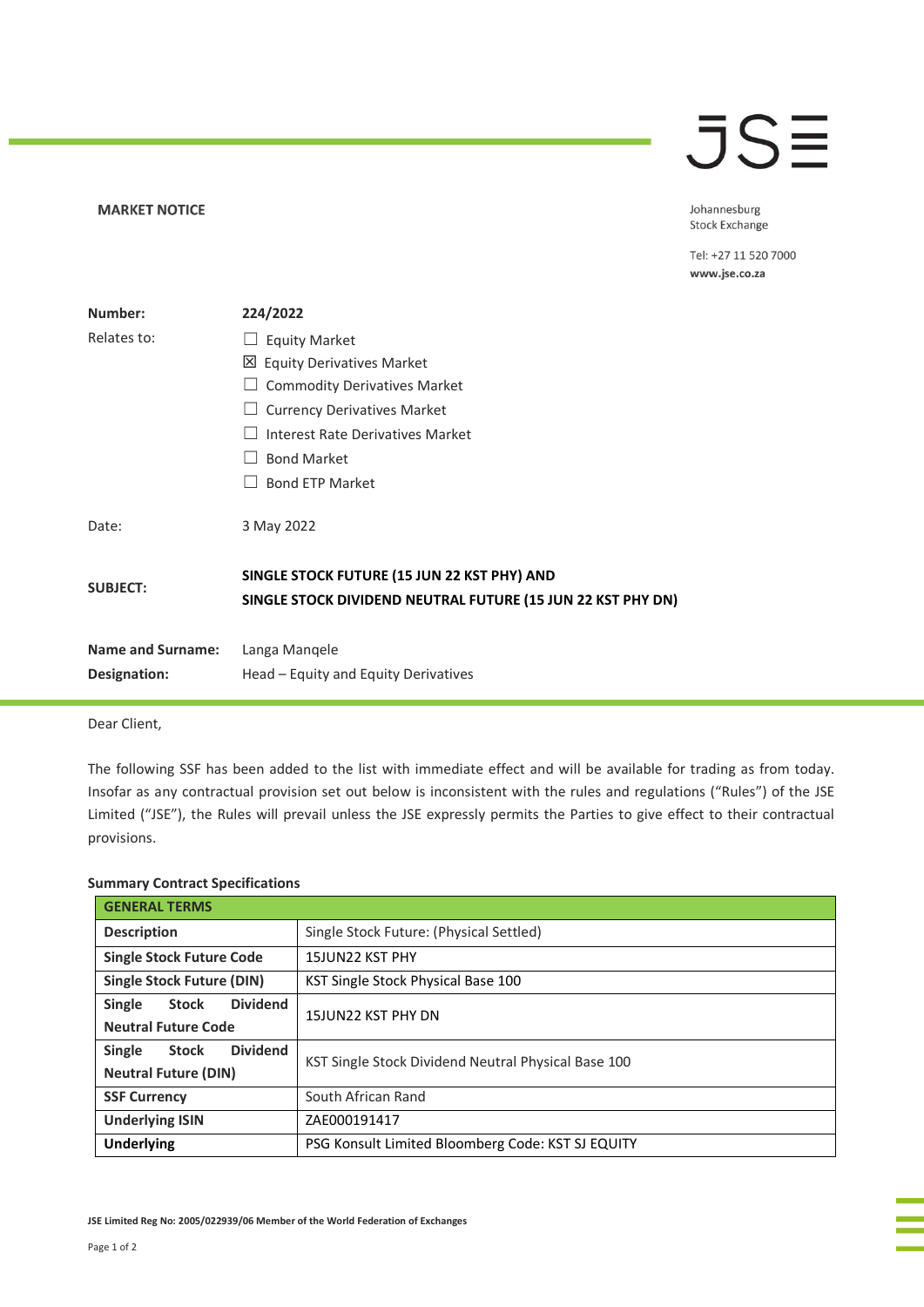JSE

Johannesburg Stock Exchange

Tel: +27 11 520 7000
www.jse.co.za

**MARKET NOTICE**

| | |
|---|---|
| **Number:** | **224/2022** |
| Relates to: | ☐ Equity Market<br>☒ Equity Derivatives Market<br>☐ Commodity Derivatives Market<br>☐ Currency Derivatives Market<br>☐ Interest Rate Derivatives Market<br>☐ Bond Market<br>☐ Bond ETP Market |
| Date: | 3 May 2022 |
| **SUBJECT:** | **SINGLE STOCK FUTURE (15 JUN 22 KST PHY) AND SINGLE STOCK DIVIDEND NEUTRAL FUTURE (15 JUN 22 KST PHY DN)** |
| **Name and Surname:** | Langa Manqele |
| **Designation:** | Head – Equity and Equity Derivatives |

Dear Client,

The following SSF has been added to the list with immediate effect and will be available for trading as from today. Insofar as any contractual provision set out below is inconsistent with the rules and regulations ("Rules") of the JSE Limited ("JSE"), the Rules will prevail unless the JSE expressly permits the Parties to give effect to their contractual provisions.

**Summary Contract Specifications**

| **GENERAL TERMS** | |
|---|---|
| **Description** | Single Stock Future: (Physical Settled) |
| **Single Stock Future Code** | 15JUN22 KST PHY |
| **Single Stock Future (DIN)** | KST Single Stock Physical Base 100 |
| **Single Stock Dividend Neutral Future Code** | 15JUN22 KST PHY DN |
| **Single Stock Dividend Neutral Future (DIN)** | KST Single Stock Dividend Neutral Physical Base 100 |
| **SSF Currency** | South African Rand |
| **Underlying ISIN** | ZAE000191417 |
| **Underlying** | PSG Konsult Limited Bloomberg Code: KST SJ EQUITY |

JSE Limited Reg No: 2005/022939/06 Member of the World Federation of Exchanges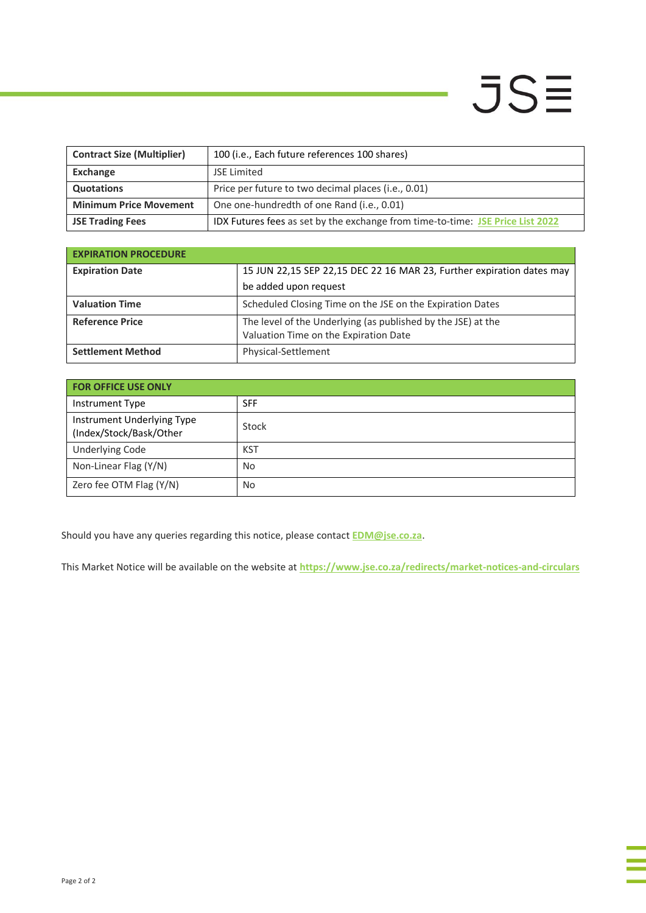| | |
|---|---|
| **Contract Size (Multiplier)** | 100 (i.e., Each future references 100 shares) |
| **Exchange** | JSE Limited |
| **Quotations** | Price per future to two decimal places (i.e., 0.01) |
| **Minimum Price Movement** | One one-hundredth of one Rand (i.e., 0.01) |
| **JSE Trading Fees** | IDX Futures fees as set by the exchange from time-to-time: **JSE Price List 2022** |

| **EXPIRATION PROCEDURE** | |
|---|---|
| **Expiration Date** | 15 JUN 22,15 SEP 22,15 DEC 22 16 MAR 23, Further expiration dates may be added upon request |
| **Valuation Time** | Scheduled Closing Time on the JSE on the Expiration Dates |
| **Reference Price** | The level of the Underlying (as published by the JSE) at the Valuation Time on the Expiration Date |
| **Settlement Method** | Physical-Settlement |

| **FOR OFFICE USE ONLY** | |
|---|---|
| Instrument Type | SFF |
| Instrument Underlying Type (Index/Stock/Bask/Other | Stock |
| Underlying Code | KST |
| Non-Linear Flag (Y/N) | No |
| Zero fee OTM Flag (Y/N) | No |

Should you have any queries regarding this notice, please contact **EDM@jse.co.za**.

This Market Notice will be available on the website at **https://www.jse.co.za/redirects/market-notices-and-circulars**